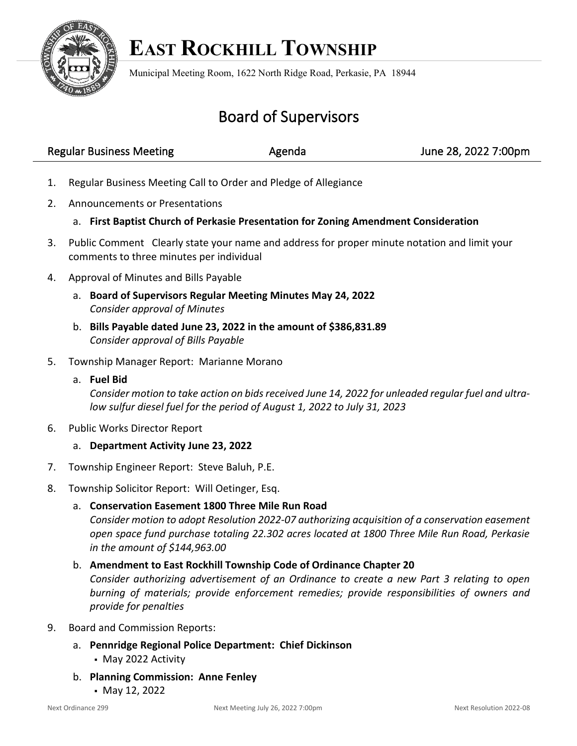# EAST ROCKHILL TOWNSHIP

Municipal Meeting Room, 1622 North Ridge Road, Perkasie, PA 18944

## Board of Supervisors

Regular Business Meeting | Agenda | June 28, 2022 7:00pm

1. Regular Business Meeting Call to Order and Pledge of Allegiance
2. Announcements or Presentations
   a. **First Baptist Church of Perkasie Presentation for Zoning Amendment Consideration**
3. Public Comment Clearly state your name and address for proper minute notation and limit your comments to three minutes per individual
4. Approval of Minutes and Bills Payable
   a. **Board of Supervisors Regular Meeting Minutes May 24, 2022**
   *Consider approval of Minutes*
   b. **Bills Payable dated June 23, 2022 in the amount of $386,831.89**
   *Consider approval of Bills Payable*
5. Township Manager Report: Marianne Morano
   a. **Fuel Bid**
   *Consider motion to take action on bids received June 14, 2022 for unleaded regular fuel and ultra-low sulfur diesel fuel for the period of August 1, 2022 to July 31, 2023*
6. Public Works Director Report
   a. **Department Activity June 23, 2022**
7. Township Engineer Report: Steve Baluh, P.E.
8. Township Solicitor Report: Will Oetinger, Esq.
   a. **Conservation Easement 1800 Three Mile Run Road**
   *Consider motion to adopt Resolution 2022-07 authorizing acquisition of a conservation easement open space fund purchase totaling 22.302 acres located at 1800 Three Mile Run Road, Perkasie in the amount of $144,963.00*
   b. **Amendment to East Rockhill Township Code of Ordinance Chapter 20**
   *Consider authorizing advertisement of an Ordinance to create a new Part 3 relating to open burning of materials; provide enforcement remedies; provide responsibilities of owners and provide for penalties*
9. Board and Commission Reports:
   a. **Pennridge Regional Police Department: Chief Dickinson**
      - May 2022 Activity
   b. **Planning Commission: Anne Fenley**
      - May 12, 2022

Next Ordinance 299 | Next Meeting July 26, 2022 7:00pm | Next Resolution 2022-08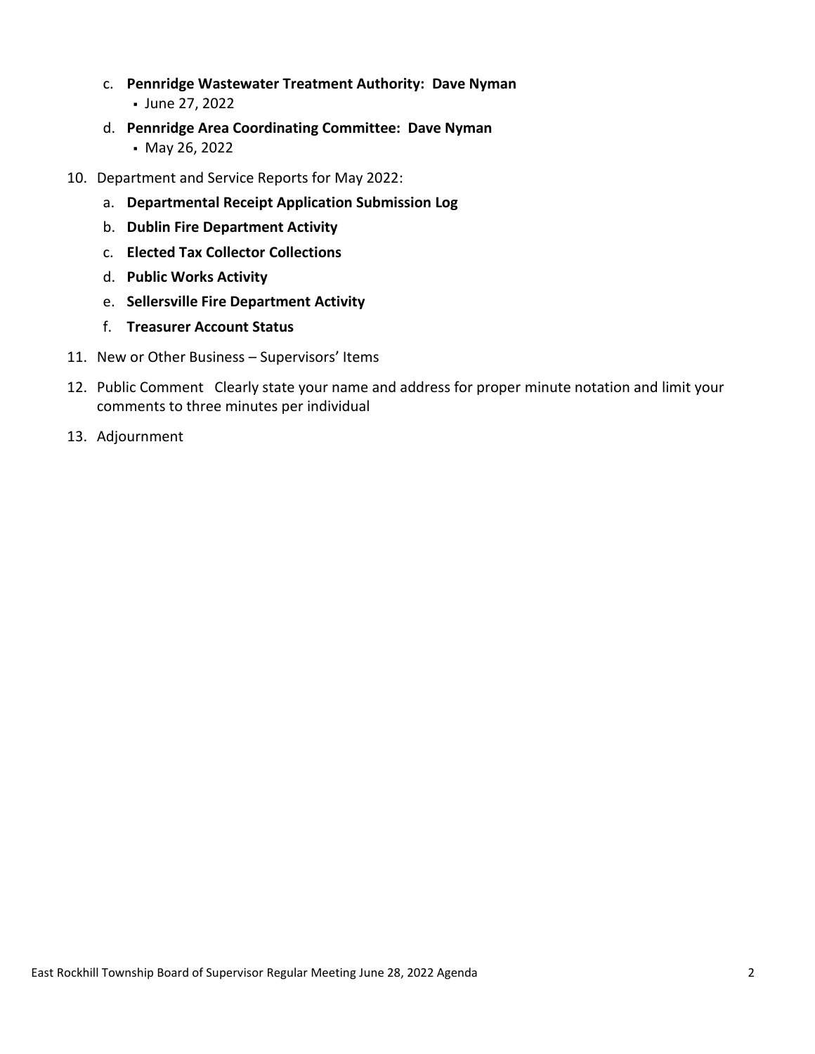c. **Pennridge Wastewater Treatment Authority: Dave Nyman**
   - June 27, 2022

d. **Pennridge Area Coordinating Committee: Dave Nyman**
   - May 26, 2022

10. Department and Service Reports for May 2022:
    a. **Departmental Receipt Application Submission Log**
    b. **Dublin Fire Department Activity**
    c. **Elected Tax Collector Collections**
    d. **Public Works Activity**
    e. **Sellersville Fire Department Activity**
    f. **Treasurer Account Status**

11. New or Other Business – Supervisors' Items

12. Public Comment Clearly state your name and address for proper minute notation and limit your comments to three minutes per individual

13. Adjournment